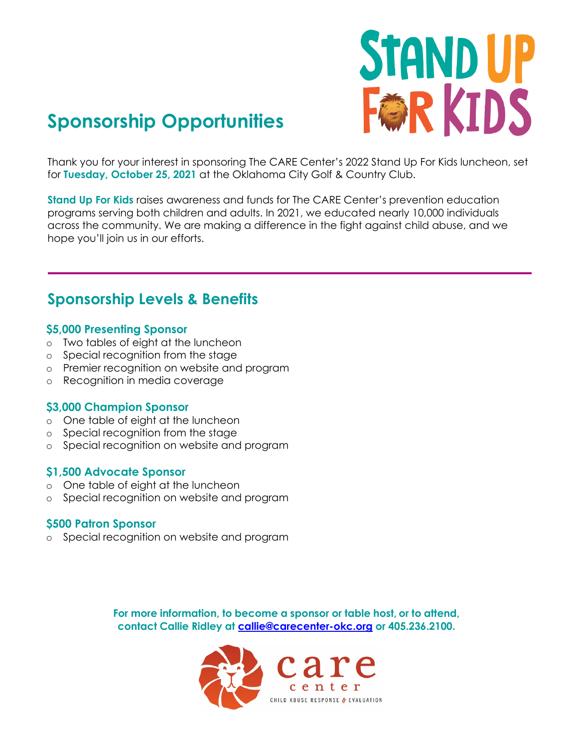# STAND UP FOR KIDS

## Sponsorship Opportunities

Thank you for your interest in sponsoring The CARE Center's 2022 Stand Up For Kids luncheon, set for **Tuesday, October 25, 2021** at the Oklahoma City Golf & Country Club.

**Stand Up For Kids** raises awareness and funds for The CARE Center's prevention education programs serving both children and adults. In 2021, we educated nearly 10,000 individuals across the community. We are making a difference in the fight against child abuse, and we hope you'll join us in our efforts.

---

## Sponsorship Levels & Benefits

### $5,000 Presenting Sponsor

- Two tables of eight at the luncheon
- Special recognition from the stage
- Premier recognition on website and program
- Recognition in media coverage

### $3,000 Champion Sponsor

- One table of eight at the luncheon
- Special recognition from the stage
- Special recognition on website and program

### $1,500 Advocate Sponsor

- One table of eight at the luncheon
- Special recognition on website and program

### $500 Patron Sponsor

- Special recognition on website and program

**For more information, to become a sponsor or table host, or to attend, contact Callie Ridley at callie@carecenter-okc.org or 405.236.2100.**

care center

CHILD ABUSE RESPONSE & EVALUATION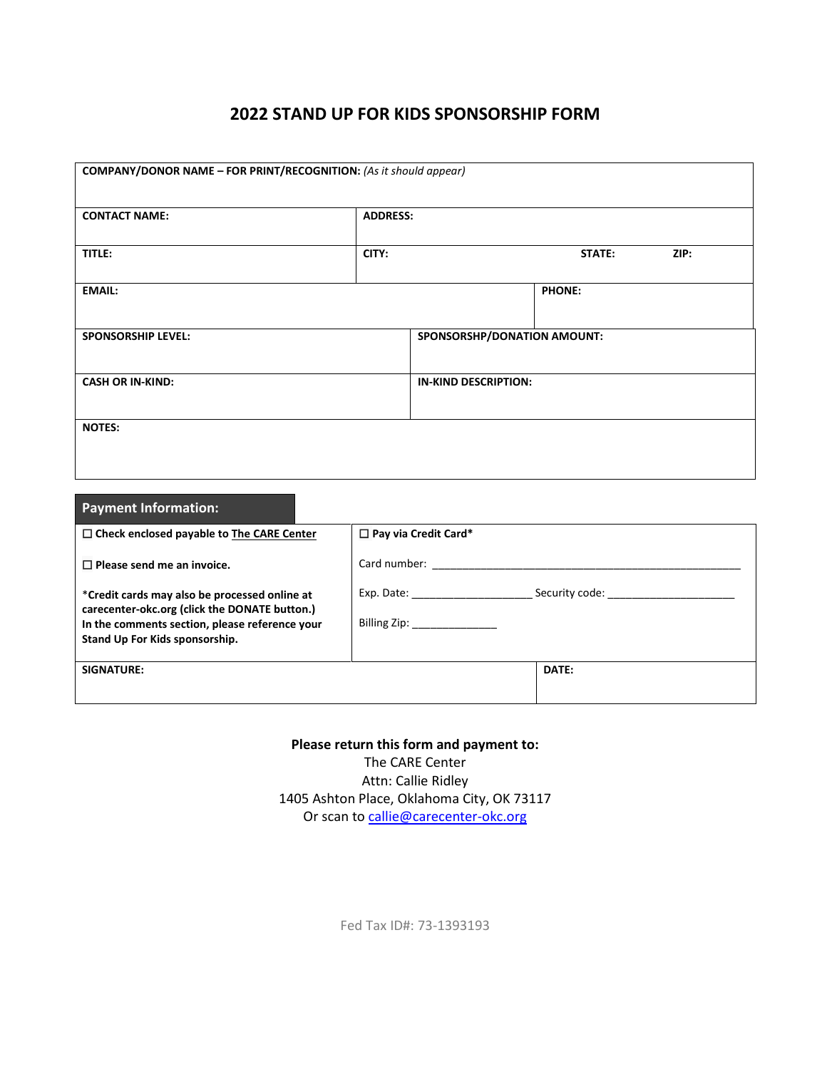# 2022 STAND UP FOR KIDS SPONSORSHIP FORM

| | |
|---|---|
| **COMPANY/DONOR NAME – FOR PRINT/RECOGNITION:** *(As it should appear)* | |
| **CONTACT NAME:** | **ADDRESS:** |
| **TITLE:** | **CITY:** **STATE:** **ZIP:** |
| **EMAIL:** | **PHONE:** |
| **SPONSORSHIP LEVEL:** | **SPONSORSHP/DONATION AMOUNT:** |
| **CASH OR IN-KIND:** | **IN-KIND DESCRIPTION:** |
| **NOTES:** | |

## Payment Information:

| | |
|---|---|
| ☐ **Check enclosed payable to The CARE Center** | ☐ **Pay via Credit Card*** |
| ☐ **Please send me an invoice.** | Card number: ______________________________ |
| ***Credit cards may also be processed online at carecenter-okc.org (click the DONATE button.) In the comments section, please reference your Stand Up For Kids sponsorship.** | Exp. Date: ____________________ Security code: ______________________ |
| | Billing Zip: ______________ |
| **SIGNATURE:** | **DATE:** |

**Please return this form and payment to:**
The CARE Center
Attn: Callie Ridley
1405 Ashton Place, Oklahoma City, OK 73117
Or scan to callie@carecenter-okc.org

Fed Tax ID#: 73-1393193